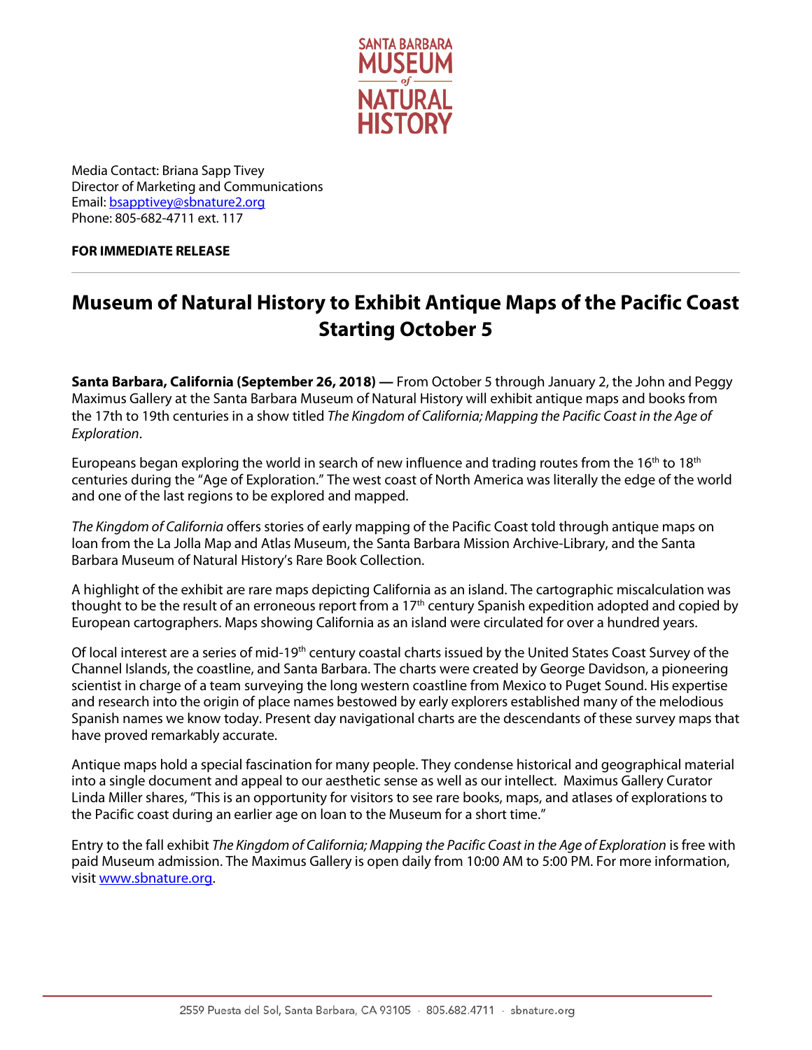SANTA BARBARA MUSEUM of NATURAL HISTORY

Media Contact: Briana Sapp Tivey
Director of Marketing and Communications
Email: bsapptivey@sbnature2.org
Phone: 805-682-4711 ext. 117

**FOR IMMEDIATE RELEASE**

# Museum of Natural History to Exhibit Antique Maps of the Pacific Coast Starting October 5

**Santa Barbara, California (September 26, 2018) —** From October 5 through January 2, the John and Peggy Maximus Gallery at the Santa Barbara Museum of Natural History will exhibit antique maps and books from the 17th to 19th centuries in a show titled *The Kingdom of California; Mapping the Pacific Coast in the Age of Exploration*.

Europeans began exploring the world in search of new influence and trading routes from the 16th to 18th centuries during the "Age of Exploration." The west coast of North America was literally the edge of the world and one of the last regions to be explored and mapped.

*The Kingdom of California* offers stories of early mapping of the Pacific Coast told through antique maps on loan from the La Jolla Map and Atlas Museum, the Santa Barbara Mission Archive-Library, and the Santa Barbara Museum of Natural History's Rare Book Collection.

A highlight of the exhibit are rare maps depicting California as an island. The cartographic miscalculation was thought to be the result of an erroneous report from a 17th century Spanish expedition adopted and copied by European cartographers. Maps showing California as an island were circulated for over a hundred years.

Of local interest are a series of mid-19th century coastal charts issued by the United States Coast Survey of the Channel Islands, the coastline, and Santa Barbara. The charts were created by George Davidson, a pioneering scientist in charge of a team surveying the long western coastline from Mexico to Puget Sound. His expertise and research into the origin of place names bestowed by early explorers established many of the melodious Spanish names we know today. Present day navigational charts are the descendants of these survey maps that have proved remarkably accurate.

Antique maps hold a special fascination for many people. They condense historical and geographical material into a single document and appeal to our aesthetic sense as well as our intellect. Maximus Gallery Curator Linda Miller shares, "This is an opportunity for visitors to see rare books, maps, and atlases of explorations to the Pacific coast during an earlier age on loan to the Museum for a short time."

Entry to the fall exhibit *The Kingdom of California; Mapping the Pacific Coast in the Age of Exploration* is free with paid Museum admission. The Maximus Gallery is open daily from 10:00 AM to 5:00 PM. For more information, visit www.sbnature.org.

2559 Puesta del Sol, Santa Barbara, CA 93105 · 805.682.4711 · sbnature.org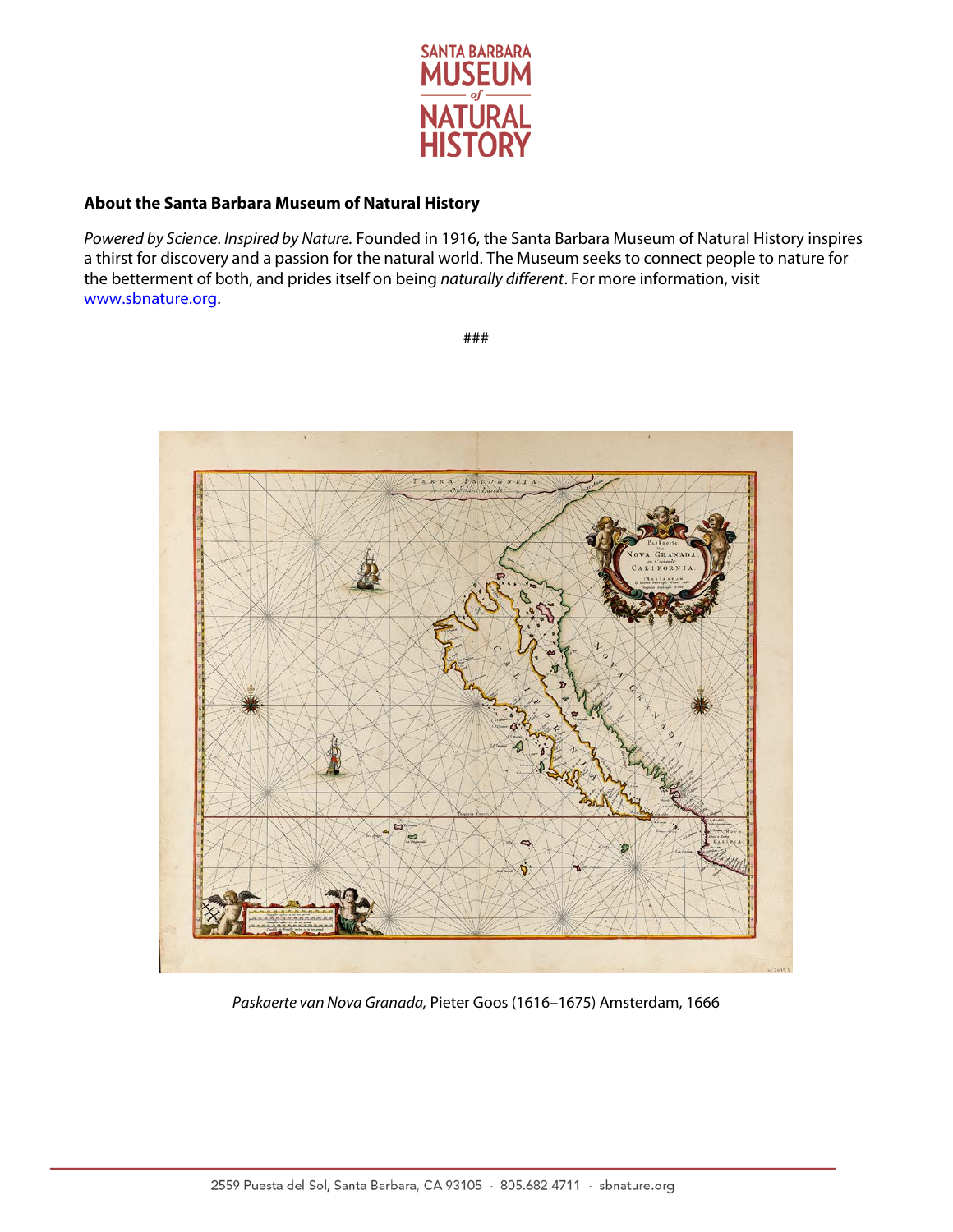SANTA BARBARA MUSEUM of NATURAL HISTORY

**About the Santa Barbara Museum of Natural History**

*Powered by Science. Inspired by Nature.* Founded in 1916, the Santa Barbara Museum of Natural History inspires a thirst for discovery and a passion for the natural world. The Museum seeks to connect people to nature for the betterment of both, and prides itself on being *naturally different*. For more information, visit [www.sbnature.org](http://www.sbnature.org).

###

*Paskaerte van Nova Granada,* Pieter Goos (1616–1675) Amsterdam, 1666

2559 Puesta del Sol, Santa Barbara, CA 93105 · 805.682.4711 · sbnature.org